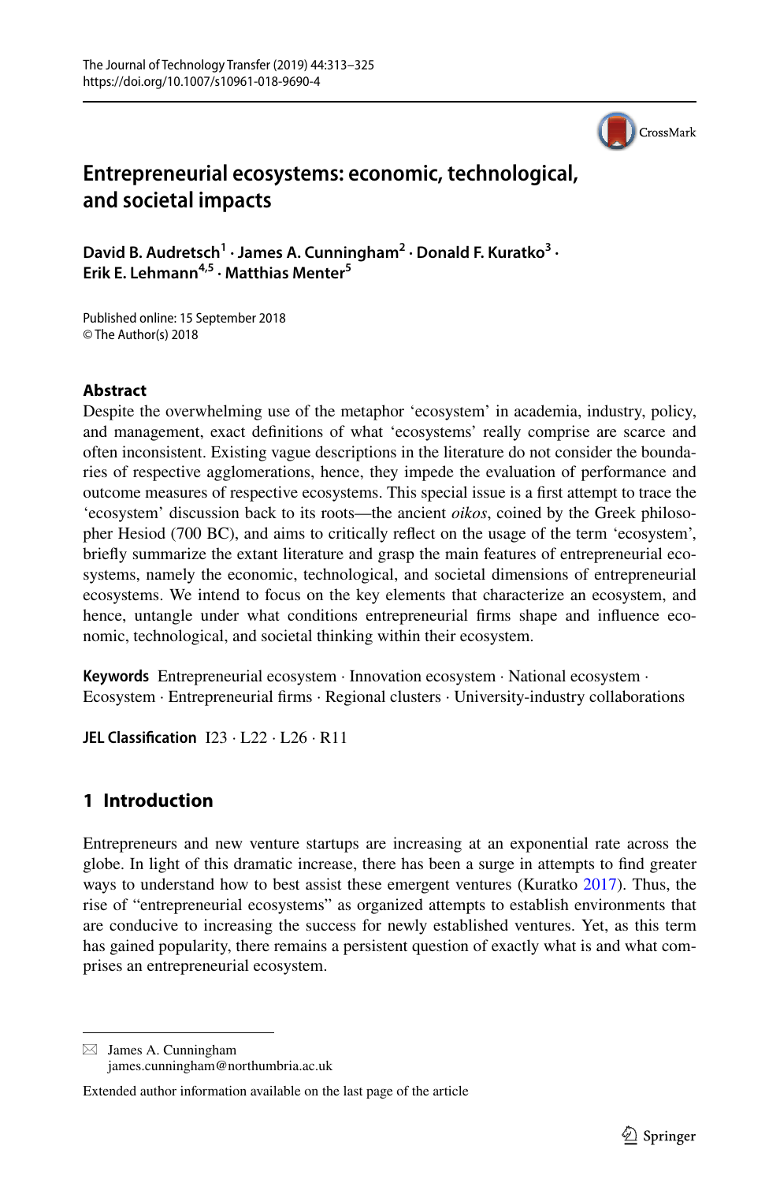# Entrepreneurial ecosystems: economic, technological, and societal impacts

**David B. Audretsch[1] · James A. Cunningham[2] · Donald F. Kuratko[3] · Erik E. Lehmann[4,5] · Matthias Menter[5]**

Published online: 15 September 2018
© The Author(s) 2018

## Abstract

Despite the overwhelming use of the metaphor 'ecosystem' in academia, industry, policy, and management, exact definitions of what 'ecosystems' really comprise are scarce and often inconsistent. Existing vague descriptions in the literature do not consider the boundaries of respective agglomerations, hence, they impede the evaluation of performance and outcome measures of respective ecosystems. This special issue is a first attempt to trace the 'ecosystem' discussion back to its roots—the ancient *oikos*, coined by the Greek philosopher Hesiod (700 BC), and aims to critically reflect on the usage of the term 'ecosystem', briefly summarize the extant literature and grasp the main features of entrepreneurial ecosystems, namely the economic, technological, and societal dimensions of entrepreneurial ecosystems. We intend to focus on the key elements that characterize an ecosystem, and hence, untangle under what conditions entrepreneurial firms shape and influence economic, technological, and societal thinking within their ecosystem.

**Keywords** Entrepreneurial ecosystem · Innovation ecosystem · National ecosystem · Ecosystem · Entrepreneurial firms · Regional clusters · University-industry collaborations

**JEL Classification** I23 · L22 · L26 · R11

## 1 Introduction

Entrepreneurs and new venture startups are increasing at an exponential rate across the globe. In light of this dramatic increase, there has been a surge in attempts to find greater ways to understand how to best assist these emergent ventures (Kuratko 2017). Thus, the rise of "entrepreneurial ecosystems" as organized attempts to establish environments that are conducive to increasing the success for newly established ventures. Yet, as this term has gained popularity, there remains a persistent question of exactly what is and what comprises an entrepreneurial ecosystem.

---

✉ James A. Cunningham
james.cunningham@northumbria.ac.uk

Extended author information available on the last page of the article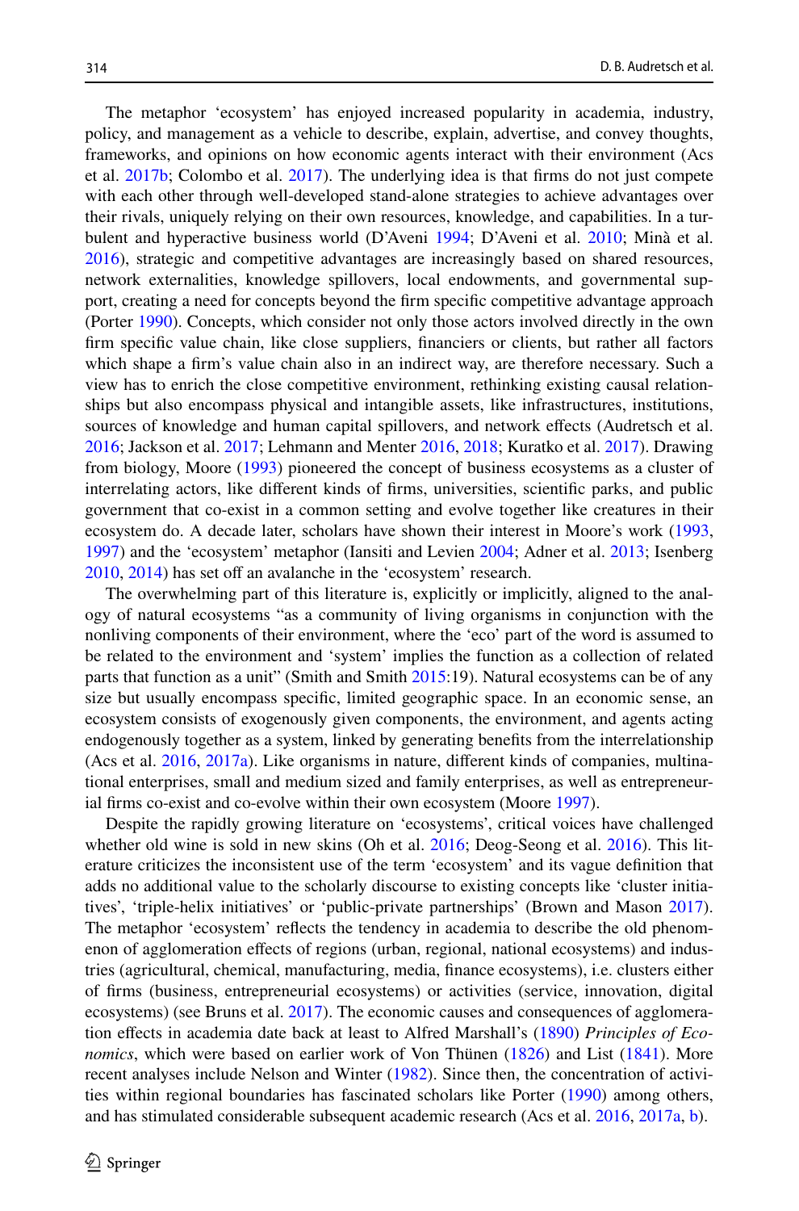The metaphor 'ecosystem' has enjoyed increased popularity in academia, industry, policy, and management as a vehicle to describe, explain, advertise, and convey thoughts, frameworks, and opinions on how economic agents interact with their environment (Acs et al. 2017b; Colombo et al. 2017). The underlying idea is that firms do not just compete with each other through well-developed stand-alone strategies to achieve advantages over their rivals, uniquely relying on their own resources, knowledge, and capabilities. In a turbulent and hyperactive business world (D'Aveni 1994; D'Aveni et al. 2010; Minà et al. 2016), strategic and competitive advantages are increasingly based on shared resources, network externalities, knowledge spillovers, local endowments, and governmental support, creating a need for concepts beyond the firm specific competitive advantage approach (Porter 1990). Concepts, which consider not only those actors involved directly in the own firm specific value chain, like close suppliers, financiers or clients, but rather all factors which shape a firm's value chain also in an indirect way, are therefore necessary. Such a view has to enrich the close competitive environment, rethinking existing causal relationships but also encompass physical and intangible assets, like infrastructures, institutions, sources of knowledge and human capital spillovers, and network effects (Audretsch et al. 2016; Jackson et al. 2017; Lehmann and Menter 2016, 2018; Kuratko et al. 2017). Drawing from biology, Moore (1993) pioneered the concept of business ecosystems as a cluster of interrelating actors, like different kinds of firms, universities, scientific parks, and public government that co-exist in a common setting and evolve together like creatures in their ecosystem do. A decade later, scholars have shown their interest in Moore's work (1993, 1997) and the 'ecosystem' metaphor (Iansiti and Levien 2004; Adner et al. 2013; Isenberg 2010, 2014) has set off an avalanche in the 'ecosystem' research.

The overwhelming part of this literature is, explicitly or implicitly, aligned to the analogy of natural ecosystems "as a community of living organisms in conjunction with the nonliving components of their environment, where the 'eco' part of the word is assumed to be related to the environment and 'system' implies the function as a collection of related parts that function as a unit" (Smith and Smith 2015:19). Natural ecosystems can be of any size but usually encompass specific, limited geographic space. In an economic sense, an ecosystem consists of exogenously given components, the environment, and agents acting endogenously together as a system, linked by generating benefits from the interrelationship (Acs et al. 2016, 2017a). Like organisms in nature, different kinds of companies, multinational enterprises, small and medium sized and family enterprises, as well as entrepreneurial firms co-exist and co-evolve within their own ecosystem (Moore 1997).

Despite the rapidly growing literature on 'ecosystems', critical voices have challenged whether old wine is sold in new skins (Oh et al. 2016; Deog-Seong et al. 2016). This literature criticizes the inconsistent use of the term 'ecosystem' and its vague definition that adds no additional value to the scholarly discourse to existing concepts like 'cluster initiatives', 'triple-helix initiatives' or 'public-private partnerships' (Brown and Mason 2017). The metaphor 'ecosystem' reflects the tendency in academia to describe the old phenomenon of agglomeration effects of regions (urban, regional, national ecosystems) and industries (agricultural, chemical, manufacturing, media, finance ecosystems), i.e. clusters either of firms (business, entrepreneurial ecosystems) or activities (service, innovation, digital ecosystems) (see Bruns et al. 2017). The economic causes and consequences of agglomeration effects in academia date back at least to Alfred Marshall's (1890) *Principles of Economics*, which were based on earlier work of Von Thünen (1826) and List (1841). More recent analyses include Nelson and Winter (1982). Since then, the concentration of activities within regional boundaries has fascinated scholars like Porter (1990) among others, and has stimulated considerable subsequent academic research (Acs et al. 2016, 2017a, b).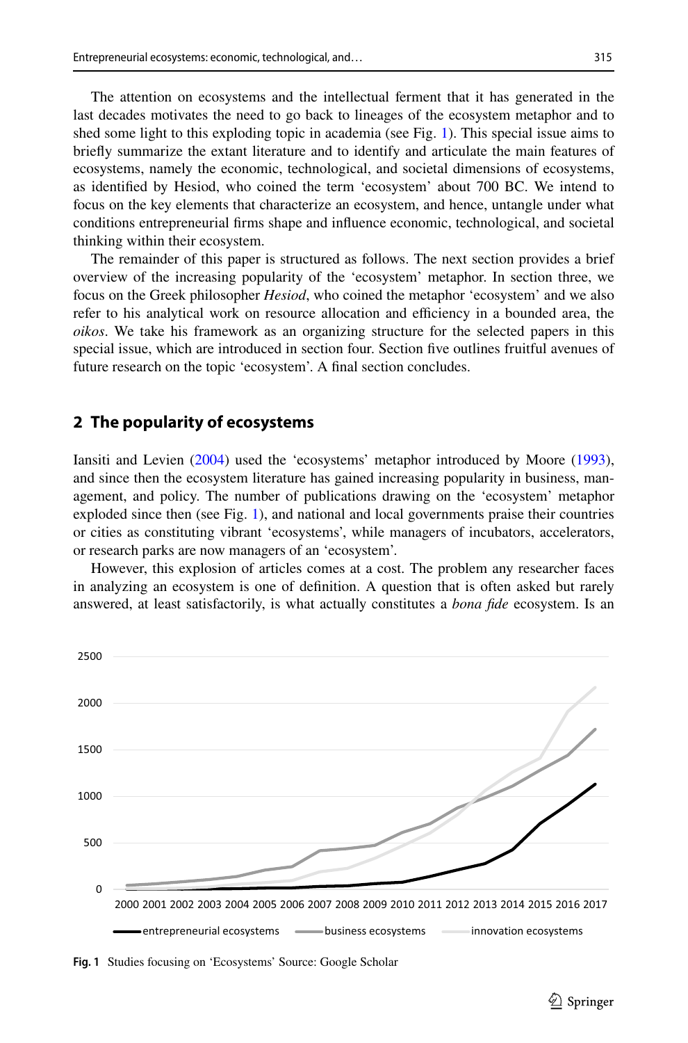The attention on ecosystems and the intellectual ferment that it has generated in the last decades motivates the need to go back to lineages of the ecosystem metaphor and to shed some light to this exploding topic in academia (see Fig. 1). This special issue aims to briefly summarize the extant literature and to identify and articulate the main features of ecosystems, namely the economic, technological, and societal dimensions of ecosystems, as identified by Hesiod, who coined the term 'ecosystem' about 700 BC. We intend to focus on the key elements that characterize an ecosystem, and hence, untangle under what conditions entrepreneurial firms shape and influence economic, technological, and societal thinking within their ecosystem.

The remainder of this paper is structured as follows. The next section provides a brief overview of the increasing popularity of the 'ecosystem' metaphor. In section three, we focus on the Greek philosopher *Hesiod*, who coined the metaphor 'ecosystem' and we also refer to his analytical work on resource allocation and efficiency in a bounded area, the *oikos*. We take his framework as an organizing structure for the selected papers in this special issue, which are introduced in section four. Section five outlines fruitful avenues of future research on the topic 'ecosystem'. A final section concludes.

## 2 The popularity of ecosystems

Iansiti and Levien (2004) used the 'ecosystems' metaphor introduced by Moore (1993), and since then the ecosystem literature has gained increasing popularity in business, management, and policy. The number of publications drawing on the 'ecosystem' metaphor exploded since then (see Fig. 1), and national and local governments praise their countries or cities as constituting vibrant 'ecosystems', while managers of incubators, accelerators, or research parks are now managers of an 'ecosystem'.

However, this explosion of articles comes at a cost. The problem any researcher faces in analyzing an ecosystem is one of definition. A question that is often asked but rarely answered, at least satisfactorily, is what actually constitutes a *bona fide* ecosystem. Is an

**Fig. 1** Studies focusing on 'Ecosystems' Source: Google Scholar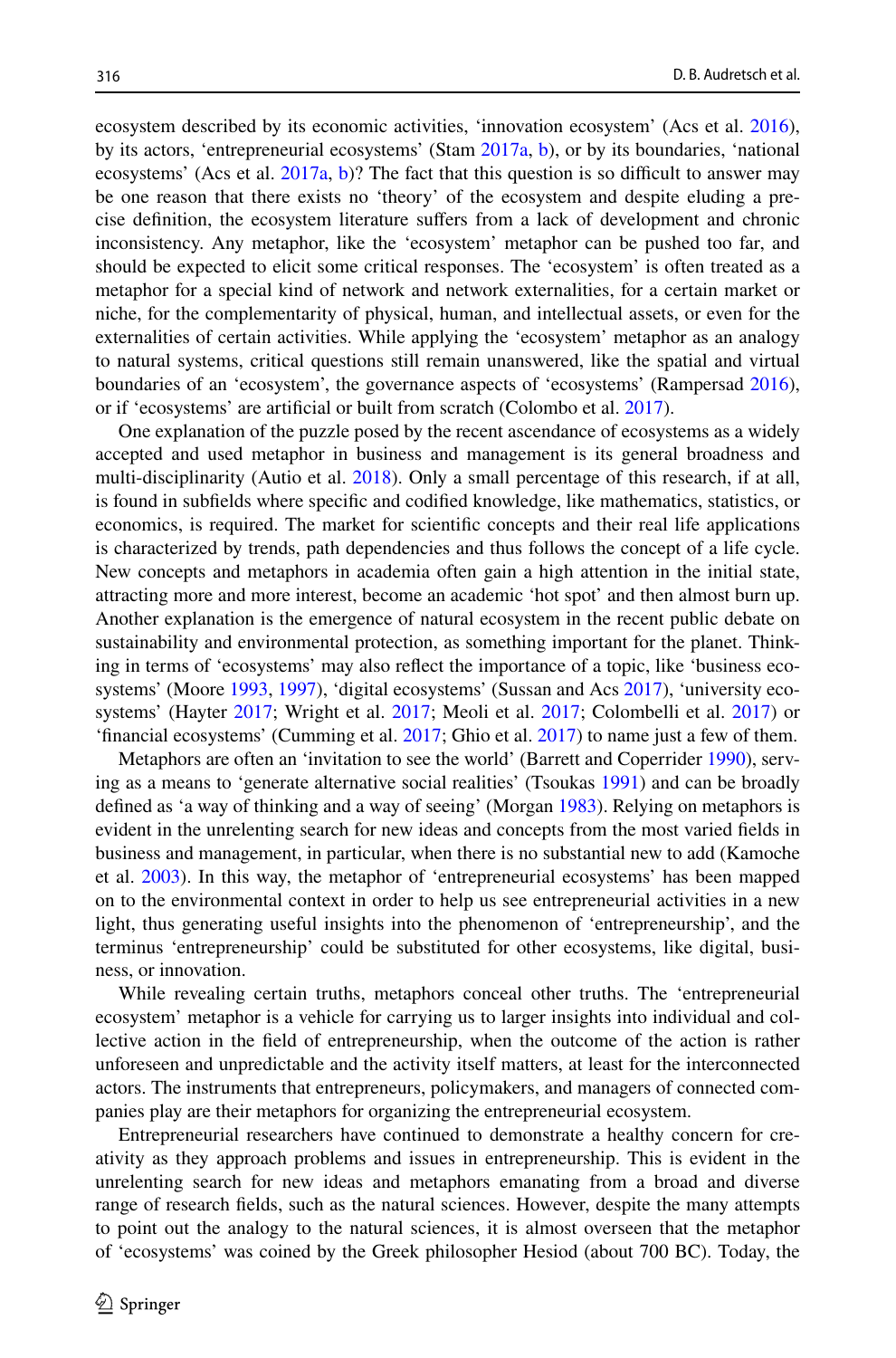ecosystem described by its economic activities, 'innovation ecosystem' (Acs et al. 2016), by its actors, 'entrepreneurial ecosystems' (Stam 2017a, b), or by its boundaries, 'national ecosystems' (Acs et al. 2017a, b)? The fact that this question is so difficult to answer may be one reason that there exists no 'theory' of the ecosystem and despite eluding a precise definition, the ecosystem literature suffers from a lack of development and chronic inconsistency. Any metaphor, like the 'ecosystem' metaphor can be pushed too far, and should be expected to elicit some critical responses. The 'ecosystem' is often treated as a metaphor for a special kind of network and network externalities, for a certain market or niche, for the complementarity of physical, human, and intellectual assets, or even for the externalities of certain activities. While applying the 'ecosystem' metaphor as an analogy to natural systems, critical questions still remain unanswered, like the spatial and virtual boundaries of an 'ecosystem', the governance aspects of 'ecosystems' (Rampersad 2016), or if 'ecosystems' are artificial or built from scratch (Colombo et al. 2017).

One explanation of the puzzle posed by the recent ascendance of ecosystems as a widely accepted and used metaphor in business and management is its general broadness and multi-disciplinarity (Autio et al. 2018). Only a small percentage of this research, if at all, is found in subfields where specific and codified knowledge, like mathematics, statistics, or economics, is required. The market for scientific concepts and their real life applications is characterized by trends, path dependencies and thus follows the concept of a life cycle. New concepts and metaphors in academia often gain a high attention in the initial state, attracting more and more interest, become an academic 'hot spot' and then almost burn up. Another explanation is the emergence of natural ecosystem in the recent public debate on sustainability and environmental protection, as something important for the planet. Thinking in terms of 'ecosystems' may also reflect the importance of a topic, like 'business ecosystems' (Moore 1993, 1997), 'digital ecosystems' (Sussan and Acs 2017), 'university ecosystems' (Hayter 2017; Wright et al. 2017; Meoli et al. 2017; Colombelli et al. 2017) or 'financial ecosystems' (Cumming et al. 2017; Ghio et al. 2017) to name just a few of them.

Metaphors are often an 'invitation to see the world' (Barrett and Coperrider 1990), serving as a means to 'generate alternative social realities' (Tsoukas 1991) and can be broadly defined as 'a way of thinking and a way of seeing' (Morgan 1983). Relying on metaphors is evident in the unrelenting search for new ideas and concepts from the most varied fields in business and management, in particular, when there is no substantial new to add (Kamoche et al. 2003). In this way, the metaphor of 'entrepreneurial ecosystems' has been mapped on to the environmental context in order to help us see entrepreneurial activities in a new light, thus generating useful insights into the phenomenon of 'entrepreneurship', and the terminus 'entrepreneurship' could be substituted for other ecosystems, like digital, business, or innovation.

While revealing certain truths, metaphors conceal other truths. The 'entrepreneurial ecosystem' metaphor is a vehicle for carrying us to larger insights into individual and collective action in the field of entrepreneurship, when the outcome of the action is rather unforeseen and unpredictable and the activity itself matters, at least for the interconnected actors. The instruments that entrepreneurs, policymakers, and managers of connected companies play are their metaphors for organizing the entrepreneurial ecosystem.

Entrepreneurial researchers have continued to demonstrate a healthy concern for creativity as they approach problems and issues in entrepreneurship. This is evident in the unrelenting search for new ideas and metaphors emanating from a broad and diverse range of research fields, such as the natural sciences. However, despite the many attempts to point out the analogy to the natural sciences, it is almost overseen that the metaphor of 'ecosystems' was coined by the Greek philosopher Hesiod (about 700 BC). Today, the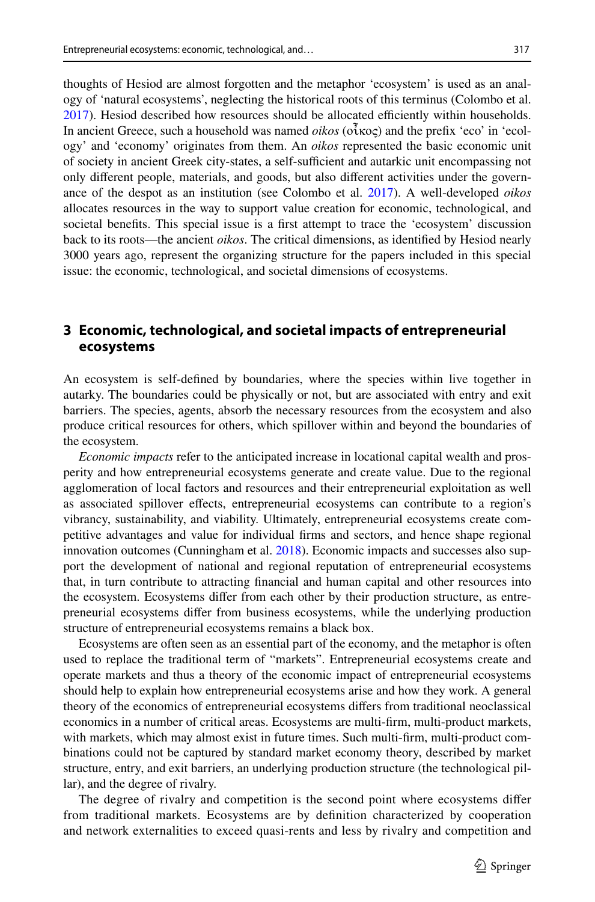thoughts of Hesiod are almost forgotten and the metaphor 'ecosystem' is used as an analogy of 'natural ecosystems', neglecting the historical roots of this terminus (Colombo et al. 2017). Hesiod described how resources should be allocated efficiently within households. In ancient Greece, such a household was named *oikos* (οἶκος) and the prefix 'eco' in 'ecology' and 'economy' originates from them. An *oikos* represented the basic economic unit of society in ancient Greek city-states, a self-sufficient and autarkic unit encompassing not only different people, materials, and goods, but also different activities under the governance of the despot as an institution (see Colombo et al. 2017). A well-developed *oikos* allocates resources in the way to support value creation for economic, technological, and societal benefits. This special issue is a first attempt to trace the 'ecosystem' discussion back to its roots—the ancient *oikos*. The critical dimensions, as identified by Hesiod nearly 3000 years ago, represent the organizing structure for the papers included in this special issue: the economic, technological, and societal dimensions of ecosystems.

## 3 Economic, technological, and societal impacts of entrepreneurial ecosystems

An ecosystem is self-defined by boundaries, where the species within live together in autarky. The boundaries could be physically or not, but are associated with entry and exit barriers. The species, agents, absorb the necessary resources from the ecosystem and also produce critical resources for others, which spillover within and beyond the boundaries of the ecosystem.

*Economic impacts* refer to the anticipated increase in locational capital wealth and prosperity and how entrepreneurial ecosystems generate and create value. Due to the regional agglomeration of local factors and resources and their entrepreneurial exploitation as well as associated spillover effects, entrepreneurial ecosystems can contribute to a region's vibrancy, sustainability, and viability. Ultimately, entrepreneurial ecosystems create competitive advantages and value for individual firms and sectors, and hence shape regional innovation outcomes (Cunningham et al. 2018). Economic impacts and successes also support the development of national and regional reputation of entrepreneurial ecosystems that, in turn contribute to attracting financial and human capital and other resources into the ecosystem. Ecosystems differ from each other by their production structure, as entrepreneurial ecosystems differ from business ecosystems, while the underlying production structure of entrepreneurial ecosystems remains a black box.

Ecosystems are often seen as an essential part of the economy, and the metaphor is often used to replace the traditional term of "markets". Entrepreneurial ecosystems create and operate markets and thus a theory of the economic impact of entrepreneurial ecosystems should help to explain how entrepreneurial ecosystems arise and how they work. A general theory of the economics of entrepreneurial ecosystems differs from traditional neoclassical economics in a number of critical areas. Ecosystems are multi-firm, multi-product markets, with markets, which may almost exist in future times. Such multi-firm, multi-product combinations could not be captured by standard market economy theory, described by market structure, entry, and exit barriers, an underlying production structure (the technological pillar), and the degree of rivalry.

The degree of rivalry and competition is the second point where ecosystems differ from traditional markets. Ecosystems are by definition characterized by cooperation and network externalities to exceed quasi-rents and less by rivalry and competition and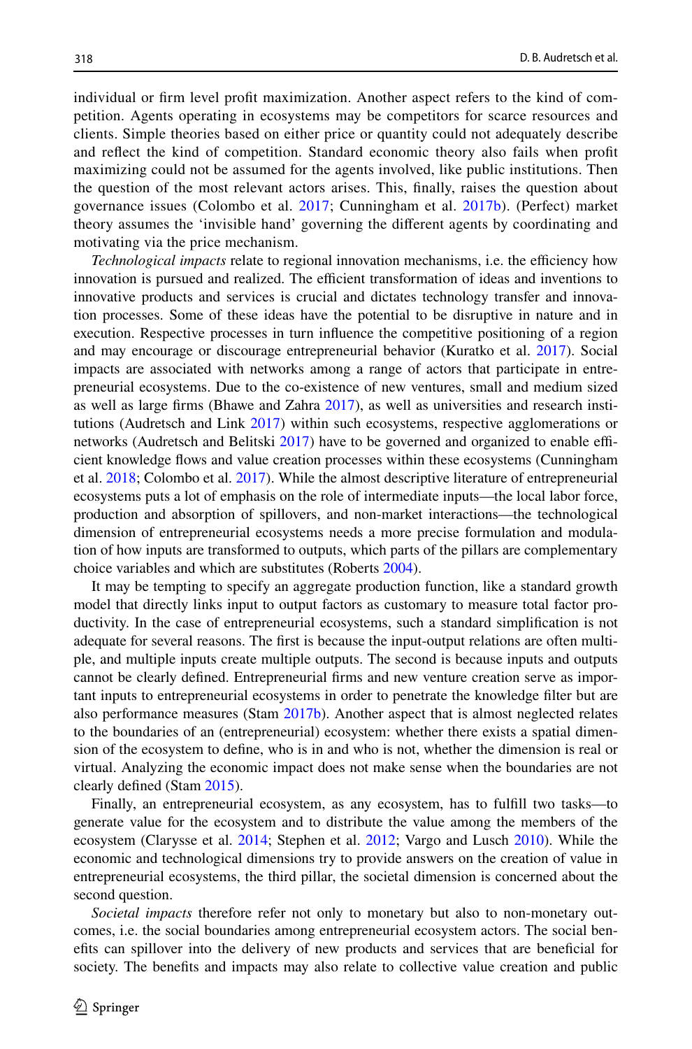individual or firm level profit maximization. Another aspect refers to the kind of competition. Agents operating in ecosystems may be competitors for scarce resources and clients. Simple theories based on either price or quantity could not adequately describe and reflect the kind of competition. Standard economic theory also fails when profit maximizing could not be assumed for the agents involved, like public institutions. Then the question of the most relevant actors arises. This, finally, raises the question about governance issues (Colombo et al. 2017; Cunningham et al. 2017b). (Perfect) market theory assumes the 'invisible hand' governing the different agents by coordinating and motivating via the price mechanism.

*Technological impacts* relate to regional innovation mechanisms, i.e. the efficiency how innovation is pursued and realized. The efficient transformation of ideas and inventions to innovative products and services is crucial and dictates technology transfer and innovation processes. Some of these ideas have the potential to be disruptive in nature and in execution. Respective processes in turn influence the competitive positioning of a region and may encourage or discourage entrepreneurial behavior (Kuratko et al. 2017). Social impacts are associated with networks among a range of actors that participate in entrepreneurial ecosystems. Due to the co-existence of new ventures, small and medium sized as well as large firms (Bhawe and Zahra 2017), as well as universities and research institutions (Audretsch and Link 2017) within such ecosystems, respective agglomerations or networks (Audretsch and Belitski 2017) have to be governed and organized to enable efficient knowledge flows and value creation processes within these ecosystems (Cunningham et al. 2018; Colombo et al. 2017). While the almost descriptive literature of entrepreneurial ecosystems puts a lot of emphasis on the role of intermediate inputs—the local labor force, production and absorption of spillovers, and non-market interactions—the technological dimension of entrepreneurial ecosystems needs a more precise formulation and modulation of how inputs are transformed to outputs, which parts of the pillars are complementary choice variables and which are substitutes (Roberts 2004).

It may be tempting to specify an aggregate production function, like a standard growth model that directly links input to output factors as customary to measure total factor productivity. In the case of entrepreneurial ecosystems, such a standard simplification is not adequate for several reasons. The first is because the input-output relations are often multiple, and multiple inputs create multiple outputs. The second is because inputs and outputs cannot be clearly defined. Entrepreneurial firms and new venture creation serve as important inputs to entrepreneurial ecosystems in order to penetrate the knowledge filter but are also performance measures (Stam 2017b). Another aspect that is almost neglected relates to the boundaries of an (entrepreneurial) ecosystem: whether there exists a spatial dimension of the ecosystem to define, who is in and who is not, whether the dimension is real or virtual. Analyzing the economic impact does not make sense when the boundaries are not clearly defined (Stam 2015).

Finally, an entrepreneurial ecosystem, as any ecosystem, has to fulfill two tasks—to generate value for the ecosystem and to distribute the value among the members of the ecosystem (Clarysse et al. 2014; Stephen et al. 2012; Vargo and Lusch 2010). While the economic and technological dimensions try to provide answers on the creation of value in entrepreneurial ecosystems, the third pillar, the societal dimension is concerned about the second question.

*Societal impacts* therefore refer not only to monetary but also to non-monetary outcomes, i.e. the social boundaries among entrepreneurial ecosystem actors. The social benefits can spillover into the delivery of new products and services that are beneficial for society. The benefits and impacts may also relate to collective value creation and public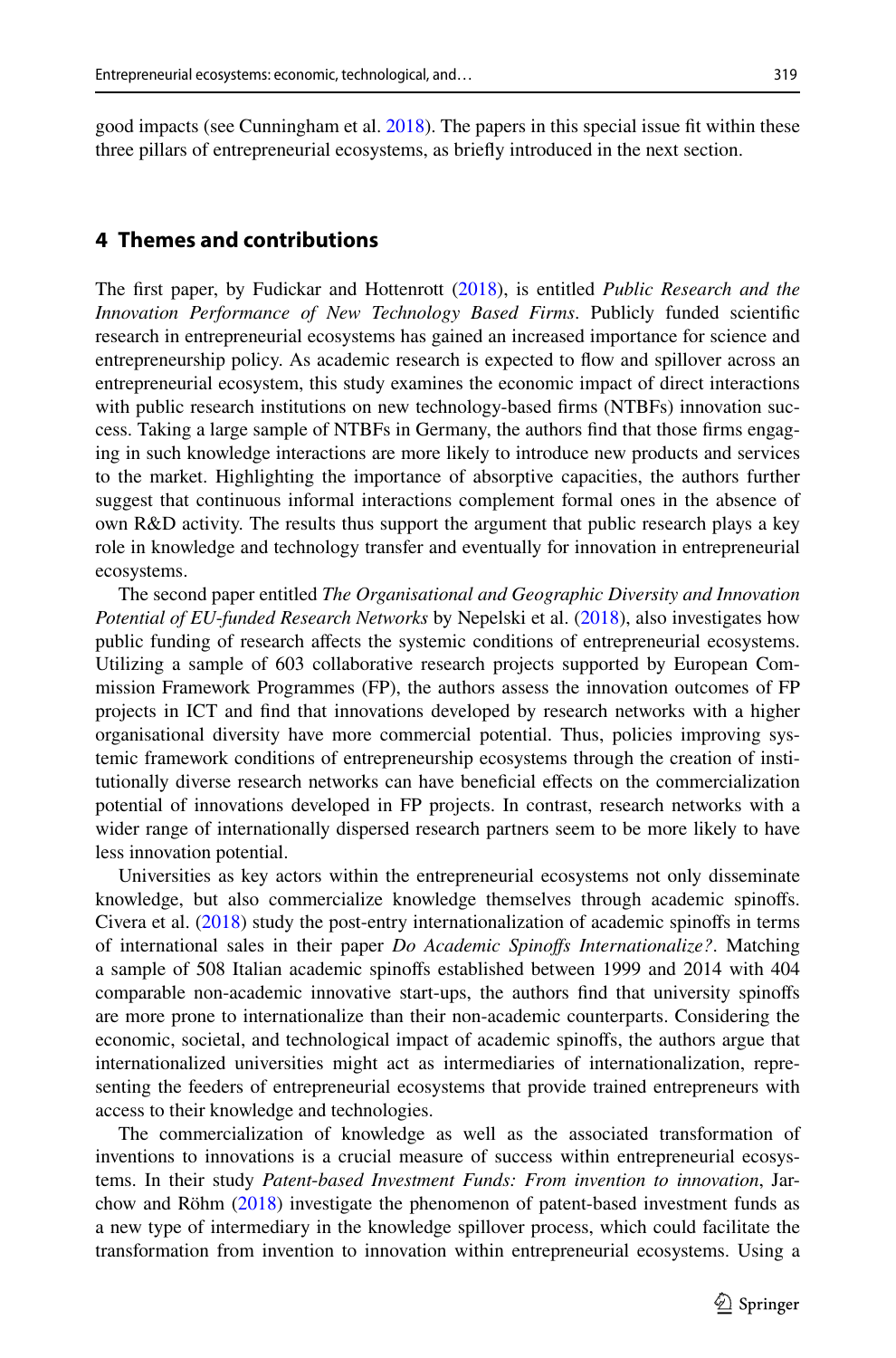good impacts (see Cunningham et al. 2018). The papers in this special issue fit within these three pillars of entrepreneurial ecosystems, as briefly introduced in the next section.

## 4 Themes and contributions

The first paper, by Fudickar and Hottenrott (2018), is entitled *Public Research and the Innovation Performance of New Technology Based Firms*. Publicly funded scientific research in entrepreneurial ecosystems has gained an increased importance for science and entrepreneurship policy. As academic research is expected to flow and spillover across an entrepreneurial ecosystem, this study examines the economic impact of direct interactions with public research institutions on new technology-based firms (NTBFs) innovation success. Taking a large sample of NTBFs in Germany, the authors find that those firms engaging in such knowledge interactions are more likely to introduce new products and services to the market. Highlighting the importance of absorptive capacities, the authors further suggest that continuous informal interactions complement formal ones in the absence of own R&D activity. The results thus support the argument that public research plays a key role in knowledge and technology transfer and eventually for innovation in entrepreneurial ecosystems.

The second paper entitled *The Organisational and Geographic Diversity and Innovation Potential of EU-funded Research Networks* by Nepelski et al. (2018), also investigates how public funding of research affects the systemic conditions of entrepreneurial ecosystems. Utilizing a sample of 603 collaborative research projects supported by European Commission Framework Programmes (FP), the authors assess the innovation outcomes of FP projects in ICT and find that innovations developed by research networks with a higher organisational diversity have more commercial potential. Thus, policies improving systemic framework conditions of entrepreneurship ecosystems through the creation of institutionally diverse research networks can have beneficial effects on the commercialization potential of innovations developed in FP projects. In contrast, research networks with a wider range of internationally dispersed research partners seem to be more likely to have less innovation potential.

Universities as key actors within the entrepreneurial ecosystems not only disseminate knowledge, but also commercialize knowledge themselves through academic spinoffs. Civera et al. (2018) study the post-entry internationalization of academic spinoffs in terms of international sales in their paper *Do Academic Spinoffs Internationalize?*. Matching a sample of 508 Italian academic spinoffs established between 1999 and 2014 with 404 comparable non-academic innovative start-ups, the authors find that university spinoffs are more prone to internationalize than their non-academic counterparts. Considering the economic, societal, and technological impact of academic spinoffs, the authors argue that internationalized universities might act as intermediaries of internationalization, representing the feeders of entrepreneurial ecosystems that provide trained entrepreneurs with access to their knowledge and technologies.

The commercialization of knowledge as well as the associated transformation of inventions to innovations is a crucial measure of success within entrepreneurial ecosystems. In their study *Patent-based Investment Funds: From invention to innovation*, Jarchow and Röhm (2018) investigate the phenomenon of patent-based investment funds as a new type of intermediary in the knowledge spillover process, which could facilitate the transformation from invention to innovation within entrepreneurial ecosystems. Using a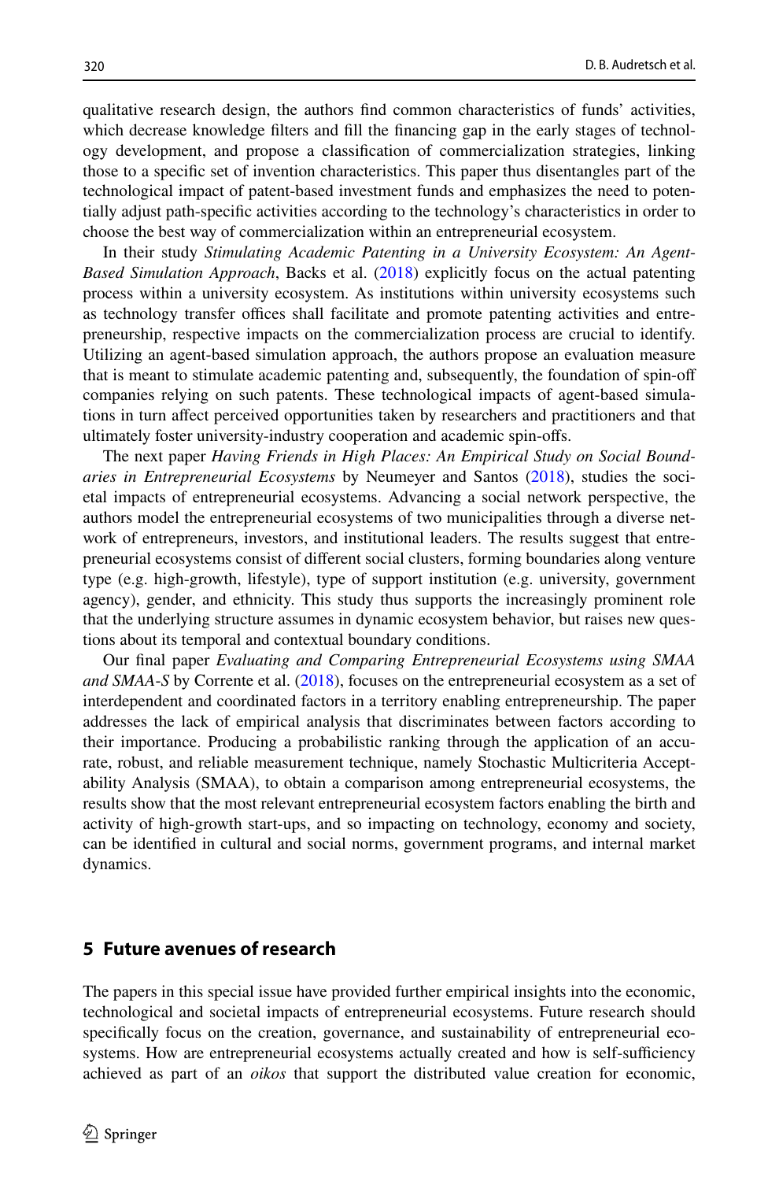qualitative research design, the authors find common characteristics of funds' activities, which decrease knowledge filters and fill the financing gap in the early stages of technology development, and propose a classification of commercialization strategies, linking those to a specific set of invention characteristics. This paper thus disentangles part of the technological impact of patent-based investment funds and emphasizes the need to potentially adjust path-specific activities according to the technology's characteristics in order to choose the best way of commercialization within an entrepreneurial ecosystem.

In their study *Stimulating Academic Patenting in a University Ecosystem: An Agent-Based Simulation Approach*, Backs et al. (2018) explicitly focus on the actual patenting process within a university ecosystem. As institutions within university ecosystems such as technology transfer offices shall facilitate and promote patenting activities and entrepreneurship, respective impacts on the commercialization process are crucial to identify. Utilizing an agent-based simulation approach, the authors propose an evaluation measure that is meant to stimulate academic patenting and, subsequently, the foundation of spin-off companies relying on such patents. These technological impacts of agent-based simulations in turn affect perceived opportunities taken by researchers and practitioners and that ultimately foster university-industry cooperation and academic spin-offs.

The next paper *Having Friends in High Places: An Empirical Study on Social Boundaries in Entrepreneurial Ecosystems* by Neumeyer and Santos (2018), studies the societal impacts of entrepreneurial ecosystems. Advancing a social network perspective, the authors model the entrepreneurial ecosystems of two municipalities through a diverse network of entrepreneurs, investors, and institutional leaders. The results suggest that entrepreneurial ecosystems consist of different social clusters, forming boundaries along venture type (e.g. high-growth, lifestyle), type of support institution (e.g. university, government agency), gender, and ethnicity. This study thus supports the increasingly prominent role that the underlying structure assumes in dynamic ecosystem behavior, but raises new questions about its temporal and contextual boundary conditions.

Our final paper *Evaluating and Comparing Entrepreneurial Ecosystems using SMAA and SMAA-S* by Corrente et al. (2018), focuses on the entrepreneurial ecosystem as a set of interdependent and coordinated factors in a territory enabling entrepreneurship. The paper addresses the lack of empirical analysis that discriminates between factors according to their importance. Producing a probabilistic ranking through the application of an accurate, robust, and reliable measurement technique, namely Stochastic Multicriteria Acceptability Analysis (SMAA), to obtain a comparison among entrepreneurial ecosystems, the results show that the most relevant entrepreneurial ecosystem factors enabling the birth and activity of high-growth start-ups, and so impacting on technology, economy and society, can be identified in cultural and social norms, government programs, and internal market dynamics.

## 5 Future avenues of research

The papers in this special issue have provided further empirical insights into the economic, technological and societal impacts of entrepreneurial ecosystems. Future research should specifically focus on the creation, governance, and sustainability of entrepreneurial ecosystems. How are entrepreneurial ecosystems actually created and how is self-sufficiency achieved as part of an *oikos* that support the distributed value creation for economic,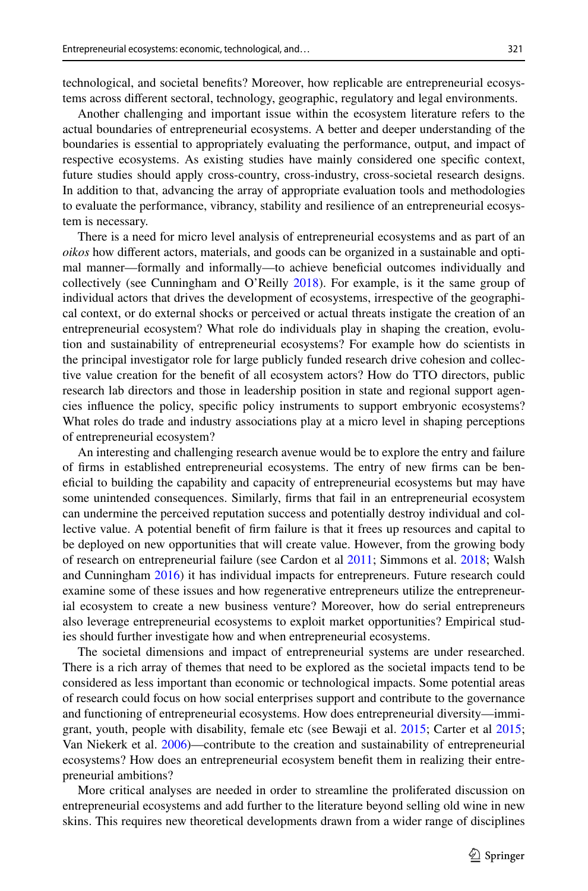technological, and societal benefits? Moreover, how replicable are entrepreneurial ecosystems across different sectoral, technology, geographic, regulatory and legal environments.

Another challenging and important issue within the ecosystem literature refers to the actual boundaries of entrepreneurial ecosystems. A better and deeper understanding of the boundaries is essential to appropriately evaluating the performance, output, and impact of respective ecosystems. As existing studies have mainly considered one specific context, future studies should apply cross-country, cross-industry, cross-societal research designs. In addition to that, advancing the array of appropriate evaluation tools and methodologies to evaluate the performance, vibrancy, stability and resilience of an entrepreneurial ecosystem is necessary.

There is a need for micro level analysis of entrepreneurial ecosystems and as part of an *oikos* how different actors, materials, and goods can be organized in a sustainable and optimal manner—formally and informally—to achieve beneficial outcomes individually and collectively (see Cunningham and O'Reilly 2018). For example, is it the same group of individual actors that drives the development of ecosystems, irrespective of the geographical context, or do external shocks or perceived or actual threats instigate the creation of an entrepreneurial ecosystem? What role do individuals play in shaping the creation, evolution and sustainability of entrepreneurial ecosystems? For example how do scientists in the principal investigator role for large publicly funded research drive cohesion and collective value creation for the benefit of all ecosystem actors? How do TTO directors, public research lab directors and those in leadership position in state and regional support agencies influence the policy, specific policy instruments to support embryonic ecosystems? What roles do trade and industry associations play at a micro level in shaping perceptions of entrepreneurial ecosystem?

An interesting and challenging research avenue would be to explore the entry and failure of firms in established entrepreneurial ecosystems. The entry of new firms can be beneficial to building the capability and capacity of entrepreneurial ecosystems but may have some unintended consequences. Similarly, firms that fail in an entrepreneurial ecosystem can undermine the perceived reputation success and potentially destroy individual and collective value. A potential benefit of firm failure is that it frees up resources and capital to be deployed on new opportunities that will create value. However, from the growing body of research on entrepreneurial failure (see Cardon et al 2011; Simmons et al. 2018; Walsh and Cunningham 2016) it has individual impacts for entrepreneurs. Future research could examine some of these issues and how regenerative entrepreneurs utilize the entrepreneurial ecosystem to create a new business venture? Moreover, how do serial entrepreneurs also leverage entrepreneurial ecosystems to exploit market opportunities? Empirical studies should further investigate how and when entrepreneurial ecosystems.

The societal dimensions and impact of entrepreneurial systems are under researched. There is a rich array of themes that need to be explored as the societal impacts tend to be considered as less important than economic or technological impacts. Some potential areas of research could focus on how social enterprises support and contribute to the governance and functioning of entrepreneurial ecosystems. How does entrepreneurial diversity—immigrant, youth, people with disability, female etc (see Bewaji et al. 2015; Carter et al 2015; Van Niekerk et al. 2006)—contribute to the creation and sustainability of entrepreneurial ecosystems? How does an entrepreneurial ecosystem benefit them in realizing their entrepreneurial ambitions?

More critical analyses are needed in order to streamline the proliferated discussion on entrepreneurial ecosystems and add further to the literature beyond selling old wine in new skins. This requires new theoretical developments drawn from a wider range of disciplines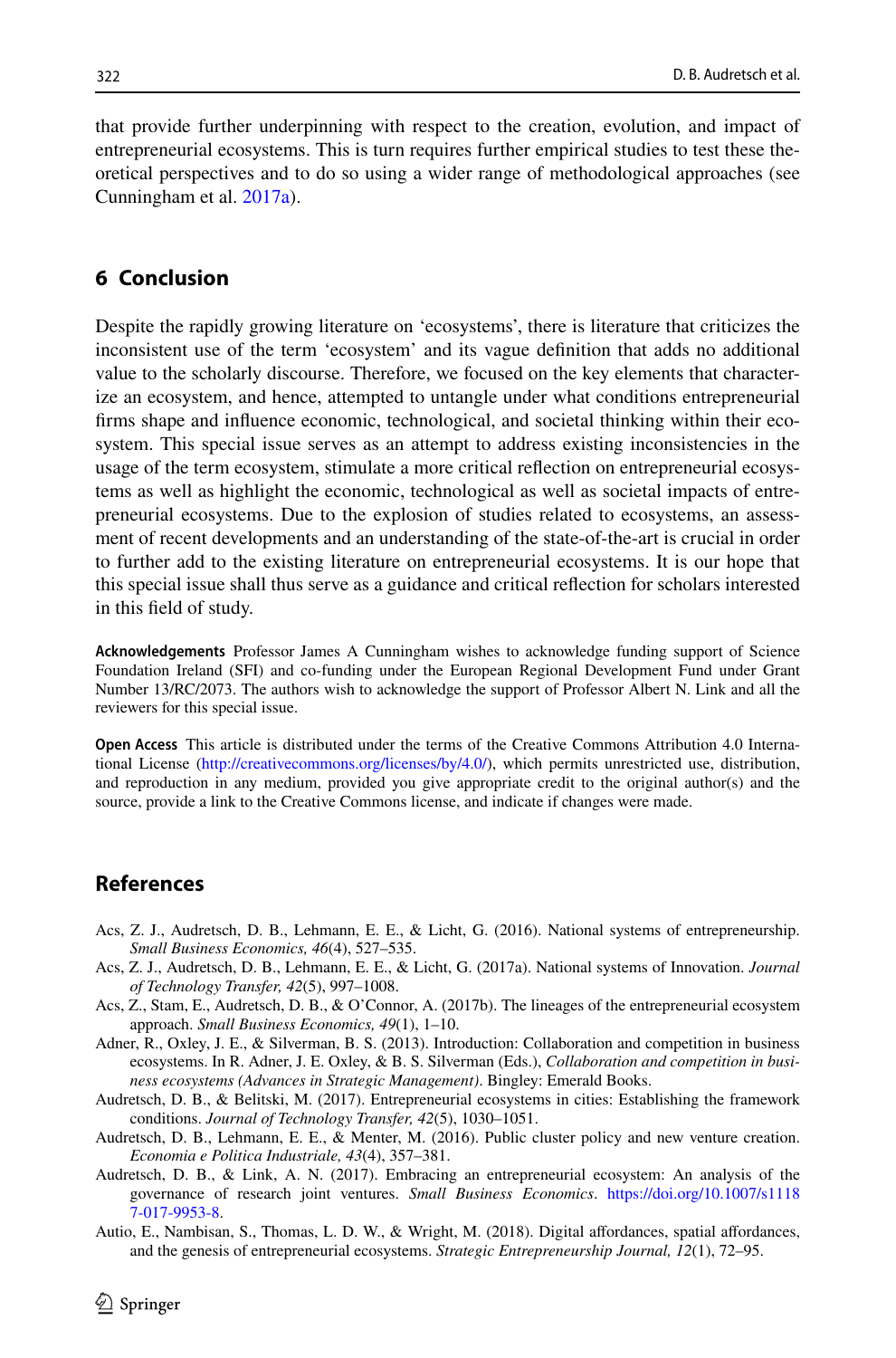that provide further underpinning with respect to the creation, evolution, and impact of entrepreneurial ecosystems. This is turn requires further empirical studies to test these theoretical perspectives and to do so using a wider range of methodological approaches (see Cunningham et al. 2017a).

## 6 Conclusion

Despite the rapidly growing literature on 'ecosystems', there is literature that criticizes the inconsistent use of the term 'ecosystem' and its vague definition that adds no additional value to the scholarly discourse. Therefore, we focused on the key elements that characterize an ecosystem, and hence, attempted to untangle under what conditions entrepreneurial firms shape and influence economic, technological, and societal thinking within their ecosystem. This special issue serves as an attempt to address existing inconsistencies in the usage of the term ecosystem, stimulate a more critical reflection on entrepreneurial ecosystems as well as highlight the economic, technological as well as societal impacts of entrepreneurial ecosystems. Due to the explosion of studies related to ecosystems, an assessment of recent developments and an understanding of the state-of-the-art is crucial in order to further add to the existing literature on entrepreneurial ecosystems. It is our hope that this special issue shall thus serve as a guidance and critical reflection for scholars interested in this field of study.

**Acknowledgements** Professor James A Cunningham wishes to acknowledge funding support of Science Foundation Ireland (SFI) and co-funding under the European Regional Development Fund under Grant Number 13/RC/2073. The authors wish to acknowledge the support of Professor Albert N. Link and all the reviewers for this special issue.

**Open Access** This article is distributed under the terms of the Creative Commons Attribution 4.0 International License (http://creativecommons.org/licenses/by/4.0/), which permits unrestricted use, distribution, and reproduction in any medium, provided you give appropriate credit to the original author(s) and the source, provide a link to the Creative Commons license, and indicate if changes were made.

## References

Acs, Z. J., Audretsch, D. B., Lehmann, E. E., & Licht, G. (2016). National systems of entrepreneurship. *Small Business Economics, 46*(4), 527–535.

Acs, Z. J., Audretsch, D. B., Lehmann, E. E., & Licht, G. (2017a). National systems of Innovation. *Journal of Technology Transfer, 42*(5), 997–1008.

Acs, Z., Stam, E., Audretsch, D. B., & O'Connor, A. (2017b). The lineages of the entrepreneurial ecosystem approach. *Small Business Economics, 49*(1), 1–10.

Adner, R., Oxley, J. E., & Silverman, B. S. (2013). Introduction: Collaboration and competition in business ecosystems. In R. Adner, J. E. Oxley, & B. S. Silverman (Eds.), *Collaboration and competition in business ecosystems (Advances in Strategic Management)*. Bingley: Emerald Books.

Audretsch, D. B., & Belitski, M. (2017). Entrepreneurial ecosystems in cities: Establishing the framework conditions. *Journal of Technology Transfer, 42*(5), 1030–1051.

Audretsch, D. B., Lehmann, E. E., & Menter, M. (2016). Public cluster policy and new venture creation. *Economia e Politica Industriale, 43*(4), 357–381.

Audretsch, D. B., & Link, A. N. (2017). Embracing an entrepreneurial ecosystem: An analysis of the governance of research joint ventures. *Small Business Economics*. https://doi.org/10.1007/s11187-017-9953-8.

Autio, E., Nambisan, S., Thomas, L. D. W., & Wright, M. (2018). Digital affordances, spatial affordances, and the genesis of entrepreneurial ecosystems. *Strategic Entrepreneurship Journal, 12*(1), 72–95.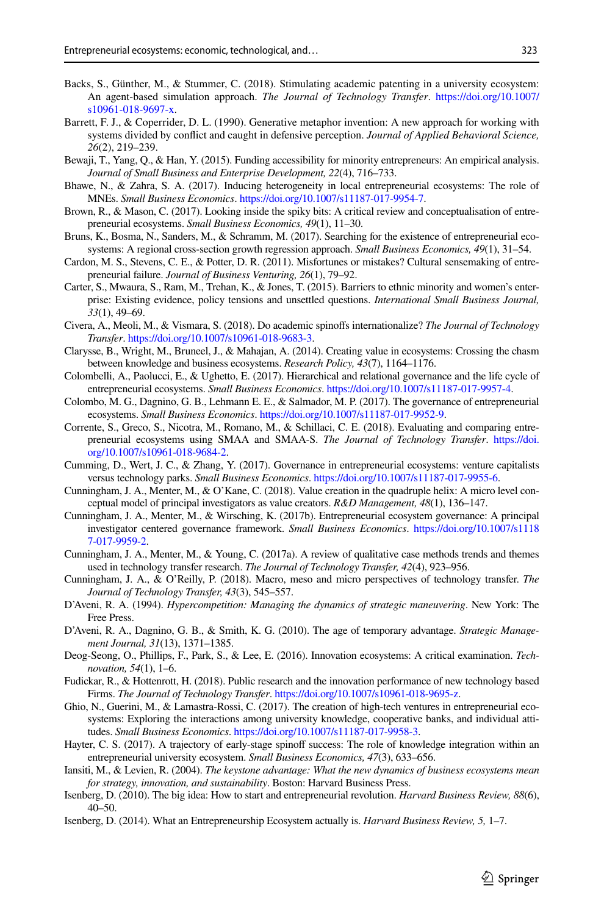Backs, S., Günther, M., & Stummer, C. (2018). Stimulating academic patenting in a university ecosystem: An agent-based simulation approach. *The Journal of Technology Transfer*. https://doi.org/10.1007/s10961-018-9697-x.

Barrett, F. J., & Coperrider, D. L. (1990). Generative metaphor invention: A new approach for working with systems divided by conflict and caught in defensive perception. *Journal of Applied Behavioral Science, 26*(2), 219–239.

Bewaji, T., Yang, Q., & Han, Y. (2015). Funding accessibility for minority entrepreneurs: An empirical analysis. *Journal of Small Business and Enterprise Development, 22*(4), 716–733.

Bhawe, N., & Zahra, S. A. (2017). Inducing heterogeneity in local entrepreneurial ecosystems: The role of MNEs. *Small Business Economics*. https://doi.org/10.1007/s11187-017-9954-7.

Brown, R., & Mason, C. (2017). Looking inside the spiky bits: A critical review and conceptualisation of entrepreneurial ecosystems. *Small Business Economics, 49*(1), 11–30.

Bruns, K., Bosma, N., Sanders, M., & Schramm, M. (2017). Searching for the existence of entrepreneurial ecosystems: A regional cross-section growth regression approach. *Small Business Economics, 49*(1), 31–54.

Cardon, M. S., Stevens, C. E., & Potter, D. R. (2011). Misfortunes or mistakes? Cultural sensemaking of entrepreneurial failure. *Journal of Business Venturing, 26*(1), 79–92.

Carter, S., Mwaura, S., Ram, M., Trehan, K., & Jones, T. (2015). Barriers to ethnic minority and women's enterprise: Existing evidence, policy tensions and unsettled questions. *International Small Business Journal, 33*(1), 49–69.

Civera, A., Meoli, M., & Vismara, S. (2018). Do academic spinoffs internationalize? *The Journal of Technology Transfer*. https://doi.org/10.1007/s10961-018-9683-3.

Clarysse, B., Wright, M., Bruneel, J., & Mahajan, A. (2014). Creating value in ecosystems: Crossing the chasm between knowledge and business ecosystems. *Research Policy, 43*(7), 1164–1176.

Colombelli, A., Paolucci, E., & Ughetto, E. (2017). Hierarchical and relational governance and the life cycle of entrepreneurial ecosystems. *Small Business Economics*. https://doi.org/10.1007/s11187-017-9957-4.

Colombo, M. G., Dagnino, G. B., Lehmann E. E., & Salmador, M. P. (2017). The governance of entrepreneurial ecosystems. *Small Business Economics*. https://doi.org/10.1007/s11187-017-9952-9.

Corrente, S., Greco, S., Nicotra, M., Romano, M., & Schillaci, C. E. (2018). Evaluating and comparing entrepreneurial ecosystems using SMAA and SMAA-S. *The Journal of Technology Transfer*. https://doi.org/10.1007/s10961-018-9684-2.

Cumming, D., Wert, J. C., & Zhang, Y. (2017). Governance in entrepreneurial ecosystems: venture capitalists versus technology parks. *Small Business Economics*. https://doi.org/10.1007/s11187-017-9955-6.

Cunningham, J. A., Menter, M., & O'Kane, C. (2018). Value creation in the quadruple helix: A micro level conceptual model of principal investigators as value creators. *R&D Management, 48*(1), 136–147.

Cunningham, J. A., Menter, M., & Wirsching, K. (2017b). Entrepreneurial ecosystem governance: A principal investigator centered governance framework. *Small Business Economics*. https://doi.org/10.1007/s11187-017-9959-2.

Cunningham, J. A., Menter, M., & Young, C. (2017a). A review of qualitative case methods trends and themes used in technology transfer research. *The Journal of Technology Transfer, 42*(4), 923–956.

Cunningham, J. A., & O'Reilly, P. (2018). Macro, meso and micro perspectives of technology transfer. *The Journal of Technology Transfer, 43*(3), 545–557.

D'Aveni, R. A. (1994). *Hypercompetition: Managing the dynamics of strategic maneuvering*. New York: The Free Press.

D'Aveni, R. A., Dagnino, G. B., & Smith, K. G. (2010). The age of temporary advantage. *Strategic Management Journal, 31*(13), 1371–1385.

Deog-Seong, O., Phillips, F., Park, S., & Lee, E. (2016). Innovation ecosystems: A critical examination. *Technovation, 54*(1), 1–6.

Fudickar, R., & Hottenrott, H. (2018). Public research and the innovation performance of new technology based Firms. *The Journal of Technology Transfer*. https://doi.org/10.1007/s10961-018-9695-z.

Ghio, N., Guerini, M., & Lamastra-Rossi, C. (2017). The creation of high-tech ventures in entrepreneurial ecosystems: Exploring the interactions among university knowledge, cooperative banks, and individual attitudes. *Small Business Economics*. https://doi.org/10.1007/s11187-017-9958-3.

Hayter, C. S. (2017). A trajectory of early-stage spinoff success: The role of knowledge integration within an entrepreneurial university ecosystem. *Small Business Economics, 47*(3), 633–656.

Iansiti, M., & Levien, R. (2004). *The keystone advantage: What the new dynamics of business ecosystems mean for strategy, innovation, and sustainability*. Boston: Harvard Business Press.

Isenberg, D. (2010). The big idea: How to start and entrepreneurial revolution. *Harvard Business Review, 88*(6), 40–50.

Isenberg, D. (2014). What an Entrepreneurship Ecosystem actually is. *Harvard Business Review, 5,* 1–7.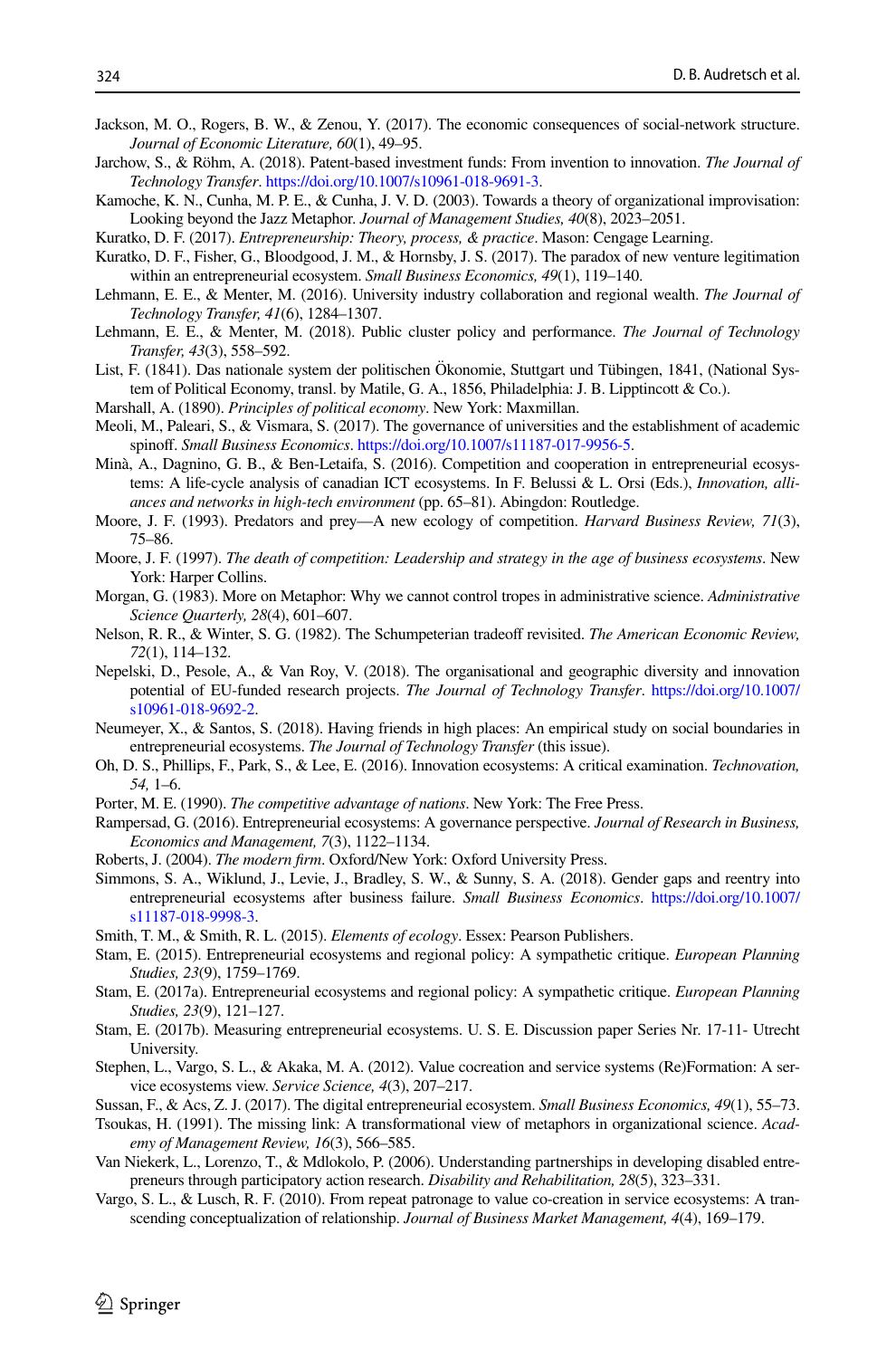Jackson, M. O., Rogers, B. W., & Zenou, Y. (2017). The economic consequences of social-network structure. *Journal of Economic Literature, 60*(1), 49–95.

Jarchow, S., & Röhm, A. (2018). Patent-based investment funds: From invention to innovation. *The Journal of Technology Transfer*. https://doi.org/10.1007/s10961-018-9691-3.

Kamoche, K. N., Cunha, M. P. E., & Cunha, J. V. D. (2003). Towards a theory of organizational improvisation: Looking beyond the Jazz Metaphor. *Journal of Management Studies, 40*(8), 2023–2051.

Kuratko, D. F. (2017). *Entrepreneurship: Theory, process, & practice*. Mason: Cengage Learning.

Kuratko, D. F., Fisher, G., Bloodgood, J. M., & Hornsby, J. S. (2017). The paradox of new venture legitimation within an entrepreneurial ecosystem. *Small Business Economics, 49*(1), 119–140.

Lehmann, E. E., & Menter, M. (2016). University industry collaboration and regional wealth. *The Journal of Technology Transfer, 41*(6), 1284–1307.

Lehmann, E. E., & Menter, M. (2018). Public cluster policy and performance. *The Journal of Technology Transfer, 43*(3), 558–592.

List, F. (1841). Das nationale system der politischen Ökonomie, Stuttgart und Tübingen, 1841, (National System of Political Economy, transl. by Matile, G. A., 1856, Philadelphia: J. B. Lipptincott & Co.).

Marshall, A. (1890). *Principles of political economy*. New York: Maxmillan.

Meoli, M., Paleari, S., & Vismara, S. (2017). The governance of universities and the establishment of academic spinoff. *Small Business Economics*. https://doi.org/10.1007/s11187-017-9956-5.

Minà, A., Dagnino, G. B., & Ben-Letaifa, S. (2016). Competition and cooperation in entrepreneurial ecosystems: A life-cycle analysis of canadian ICT ecosystems. In F. Belussi & L. Orsi (Eds.), *Innovation, alliances and networks in high-tech environment* (pp. 65–81). Abingdon: Routledge.

Moore, J. F. (1993). Predators and prey—A new ecology of competition. *Harvard Business Review, 71*(3), 75–86.

Moore, J. F. (1997). *The death of competition: Leadership and strategy in the age of business ecosystems*. New York: Harper Collins.

Morgan, G. (1983). More on Metaphor: Why we cannot control tropes in administrative science. *Administrative Science Quarterly, 28*(4), 601–607.

Nelson, R. R., & Winter, S. G. (1982). The Schumpeterian tradeoff revisited. *The American Economic Review, 72*(1), 114–132.

Nepelski, D., Pesole, A., & Van Roy, V. (2018). The organisational and geographic diversity and innovation potential of EU-funded research projects. *The Journal of Technology Transfer*. https://doi.org/10.1007/s10961-018-9692-2.

Neumeyer, X., & Santos, S. (2018). Having friends in high places: An empirical study on social boundaries in entrepreneurial ecosystems. *The Journal of Technology Transfer* (this issue).

Oh, D. S., Phillips, F., Park, S., & Lee, E. (2016). Innovation ecosystems: A critical examination. *Technovation, 54,* 1–6.

Porter, M. E. (1990). *The competitive advantage of nations*. New York: The Free Press.

Rampersad, G. (2016). Entrepreneurial ecosystems: A governance perspective. *Journal of Research in Business, Economics and Management, 7*(3), 1122–1134.

Roberts, J. (2004). *The modern firm*. Oxford/New York: Oxford University Press.

Simmons, S. A., Wiklund, J., Levie, J., Bradley, S. W., & Sunny, S. A. (2018). Gender gaps and reentry into entrepreneurial ecosystems after business failure. *Small Business Economics*. https://doi.org/10.1007/s11187-018-9998-3.

Smith, T. M., & Smith, R. L. (2015). *Elements of ecology*. Essex: Pearson Publishers.

Stam, E. (2015). Entrepreneurial ecosystems and regional policy: A sympathetic critique. *European Planning Studies, 23*(9), 1759–1769.

Stam, E. (2017a). Entrepreneurial ecosystems and regional policy: A sympathetic critique. *European Planning Studies, 23*(9), 121–127.

Stam, E. (2017b). Measuring entrepreneurial ecosystems. U. S. E. Discussion paper Series Nr. 17-11- Utrecht University.

Stephen, L., Vargo, S. L., & Akaka, M. A. (2012). Value cocreation and service systems (Re)Formation: A service ecosystems view. *Service Science, 4*(3), 207–217.

Sussan, F., & Acs, Z. J. (2017). The digital entrepreneurial ecosystem. *Small Business Economics, 49*(1), 55–73.

Tsoukas, H. (1991). The missing link: A transformational view of metaphors in organizational science. *Academy of Management Review, 16*(3), 566–585.

Van Niekerk, L., Lorenzo, T., & Mdlokolo, P. (2006). Understanding partnerships in developing disabled entrepreneurs through participatory action research. *Disability and Rehabilitation, 28*(5), 323–331.

Vargo, S. L., & Lusch, R. F. (2010). From repeat patronage to value co-creation in service ecosystems: A transcending conceptualization of relationship. *Journal of Business Market Management, 4*(4), 169–179.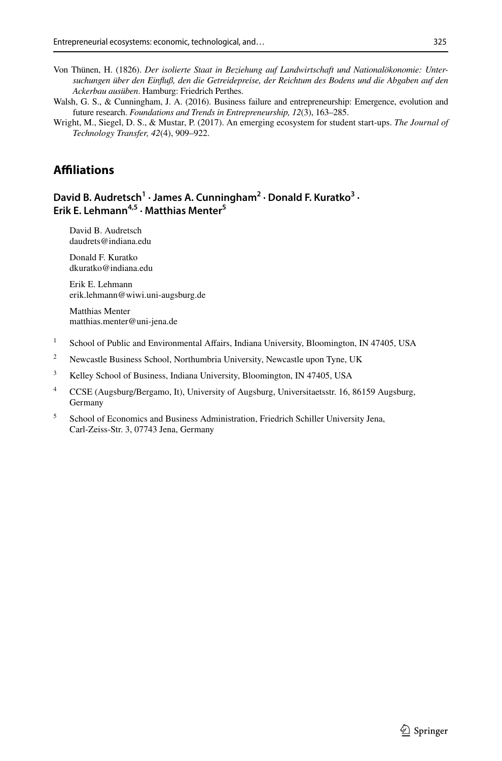Von Thünen, H. (1826). *Der isolierte Staat in Beziehung auf Landwirtschaft und Nationalökonomie: Untersuchungen über den Einfluß, den die Getreidepreise, der Reichtum des Bodens und die Abgaben auf den Ackerbau ausüben*. Hamburg: Friedrich Perthes.

Walsh, G. S., & Cunningham, J. A. (2016). Business failure and entrepreneurship: Emergence, evolution and future research. *Foundations and Trends in Entrepreneurship, 12*(3), 163–285.

Wright, M., Siegel, D. S., & Mustar, P. (2017). An emerging ecosystem for student start-ups. *The Journal of Technology Transfer, 42*(4), 909–922.

## Affiliations

**David B. Audretsch[1] · James A. Cunningham[2] · Donald F. Kuratko[3] · Erik E. Lehmann[4,5] · Matthias Menter[5]**

David B. Audretsch
daudrets@indiana.edu

Donald F. Kuratko
dkuratko@indiana.edu

Erik E. Lehmann
erik.lehmann@wiwi.uni-augsburg.de

Matthias Menter
matthias.menter@uni-jena.de

[1] School of Public and Environmental Affairs, Indiana University, Bloomington, IN 47405, USA

[2] Newcastle Business School, Northumbria University, Newcastle upon Tyne, UK

[3] Kelley School of Business, Indiana University, Bloomington, IN 47405, USA

[4] CCSE (Augsburg/Bergamo, It), University of Augsburg, Universitaetsstr. 16, 86159 Augsburg, Germany

[5] School of Economics and Business Administration, Friedrich Schiller University Jena, Carl-Zeiss-Str. 3, 07743 Jena, Germany